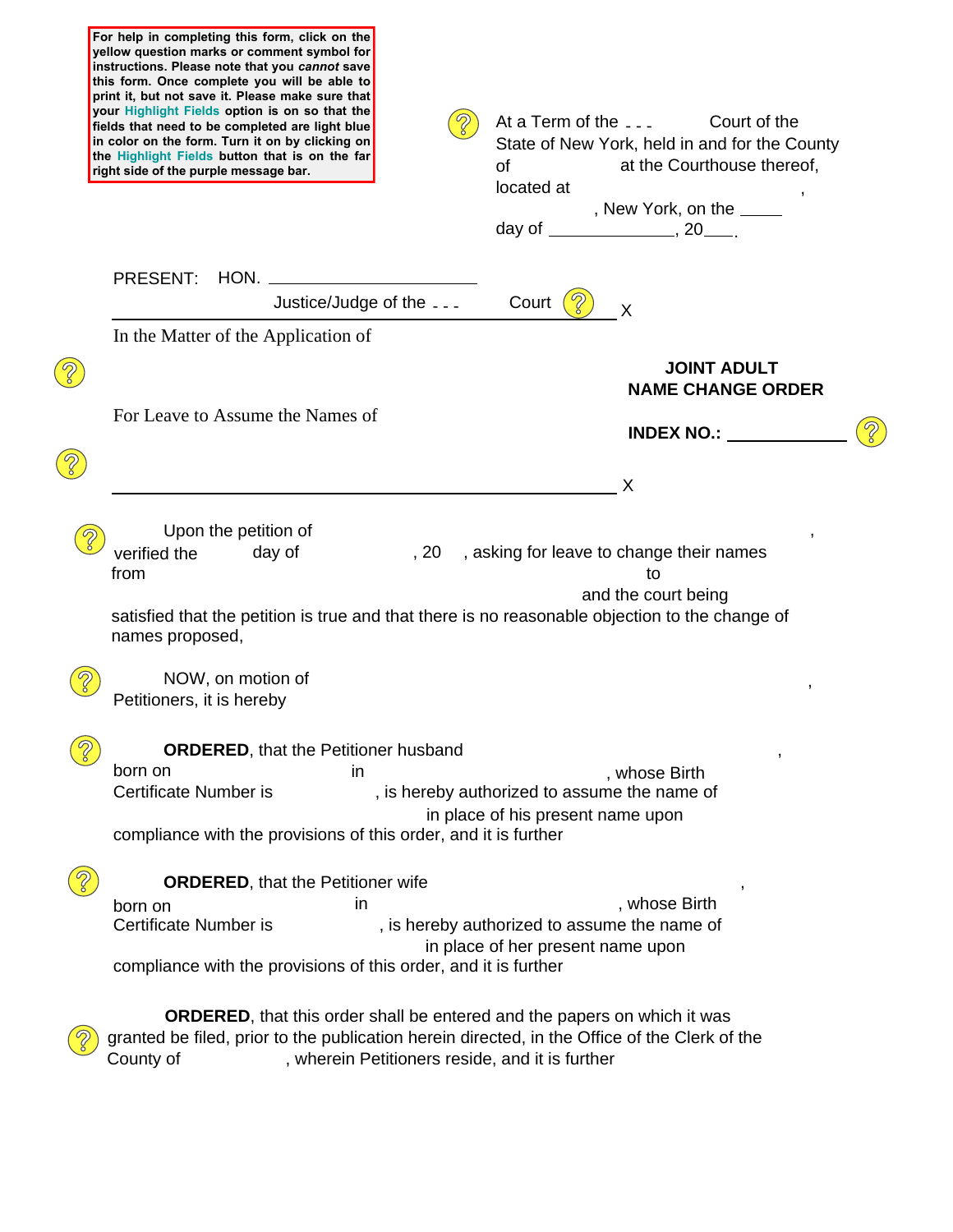For help in completing this form, click on the yellow question marks or comment symbol for instructions. Please note that you *cannot* save this form. Once complete you will be able to print it, but not save it. Please make sure that your Highlight Fields option is on so that the fields that need to be completed are light blue in color on the form. Turn it on by clicking on the Highlight Fields button that is on the far right side of the purple message bar.

At a Term of the - - - Court of the State of New York, held in and for the County of at the Courthouse thereof, located at , New York, on the _____ day of _____________, 20___.

PRESENT: HON. ______________________

Justice/Judge of the - - - Court

---

In the Matter of the Application of

For Leave to Assume the Names of

**JOINT ADULT NAME CHANGE ORDER**

**INDEX NO.:** ____________

---

Upon the petition of , verified the day of , 20 , asking for leave to change their names from to and the court being satisfied that the petition is true and that there is no reasonable objection to the change of names proposed,

NOW, on motion of , Petitioners, it is hereby

**ORDERED**, that the Petitioner husband , born on in , whose Birth Certificate Number is , is hereby authorized to assume the name of in place of his present name upon compliance with the provisions of this order, and it is further

**ORDERED**, that the Petitioner wife , born on in , whose Birth Certificate Number is , is hereby authorized to assume the name of in place of her present name upon compliance with the provisions of this order, and it is further

**ORDERED**, that this order shall be entered and the papers on which it was granted be filed, prior to the publication herein directed, in the Office of the Clerk of the County of , wherein Petitioners reside, and it is further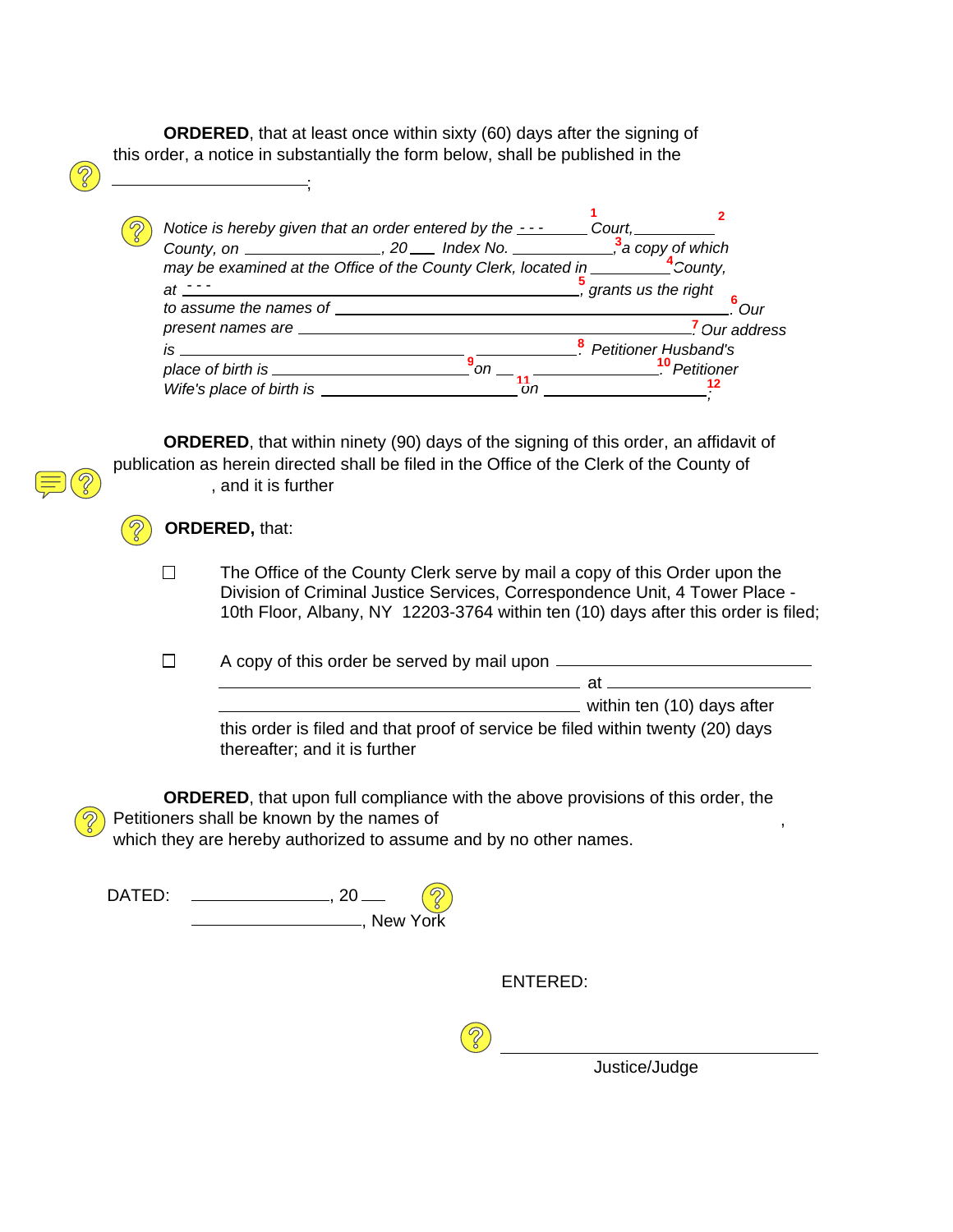**ORDERED**, that at least once within sixty (60) days after the signing of this order, a notice in substantially the form below, shall be published in the

_______________________;

*Notice is hereby given that an order entered by the - - - __________ Court,[1] __________[2] County, on ______________, 20___ Index No. __________,[3] a copy of which may be examined at the Office of the County Clerk, located in __________[4] County, at - - - ________________________________________,[5] grants us the right to assume the names of ________________________________________.[6] Our present names are ________________________________________.[7] Our address is ________________________________ ______________.[8] Petitioner Husband's place of birth is ______________________[9] on __ ______________.[10] Petitioner Wife's place of birth is ______________________[11] on ______________[12];*

**ORDERED**, that within ninety (90) days of the signing of this order, an affidavit of publication as herein directed shall be filed in the Office of the Clerk of the County of , and it is further

**ORDERED,** that:

☐ The Office of the County Clerk serve by mail a copy of this Order upon the Division of Criminal Justice Services, Correspondence Unit, 4 Tower Place - 10th Floor, Albany, NY 12203-3764 within ten (10) days after this order is filed;

☐ A copy of this order be served by mail upon ______________________________ ________________________________________ at ______________________ ________________________________________ within ten (10) days after this order is filed and that proof of service be filed within twenty (20) days thereafter; and it is further

**ORDERED**, that upon full compliance with the above provisions of this order, the Petitioners shall be known by the names of , which they are hereby authorized to assume and by no other names.

DATED: ______________, 20___

______________, New York

ENTERED:

________________________________

Justice/Judge